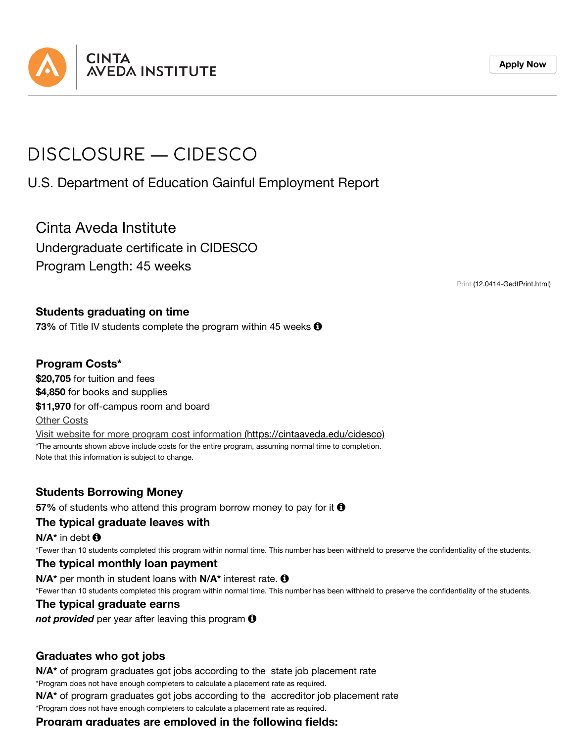CINTA AVEDA INSTITUTE

Apply Now

# DISCLOSURE — CIDESCO

## U.S. Department of Education Gainful Employment Report

### Cinta Aveda Institute

Undergraduate certificate in CIDESCO

Program Length: 45 weeks

Print (12.0414-GedtPrint.html)

#### Students graduating on time

**73%** of Title IV students complete the program within 45 weeks

#### Program Costs*

**$20,705** for tuition and fees

**$4,850** for books and supplies

**$11,970** for off-campus room and board

Other Costs

Visit website for more program cost information (https://cintaaveda.edu/cidesco)

*The amounts shown above include costs for the entire program, assuming normal time to completion.
Note that this information is subject to change.

#### Students Borrowing Money

**57%** of students who attend this program borrow money to pay for it

#### The typical graduate leaves with

**N/A*** in debt

*Fewer than 10 students completed this program within normal time. This number has been withheld to preserve the confidentiality of the students.

#### The typical monthly loan payment

**N/A*** per month in student loans with **N/A*** interest rate.

*Fewer than 10 students completed this program within normal time. This number has been withheld to preserve the confidentiality of the students.

#### The typical graduate earns

***not provided*** per year after leaving this program

#### Graduates who got jobs

**N/A*** of program graduates got jobs according to the state job placement rate

*Program does not have enough completers to calculate a placement rate as required.

**N/A*** of program graduates got jobs according to the accreditor job placement rate

*Program does not have enough completers to calculate a placement rate as required.

#### Program graduates are employed in the following fields: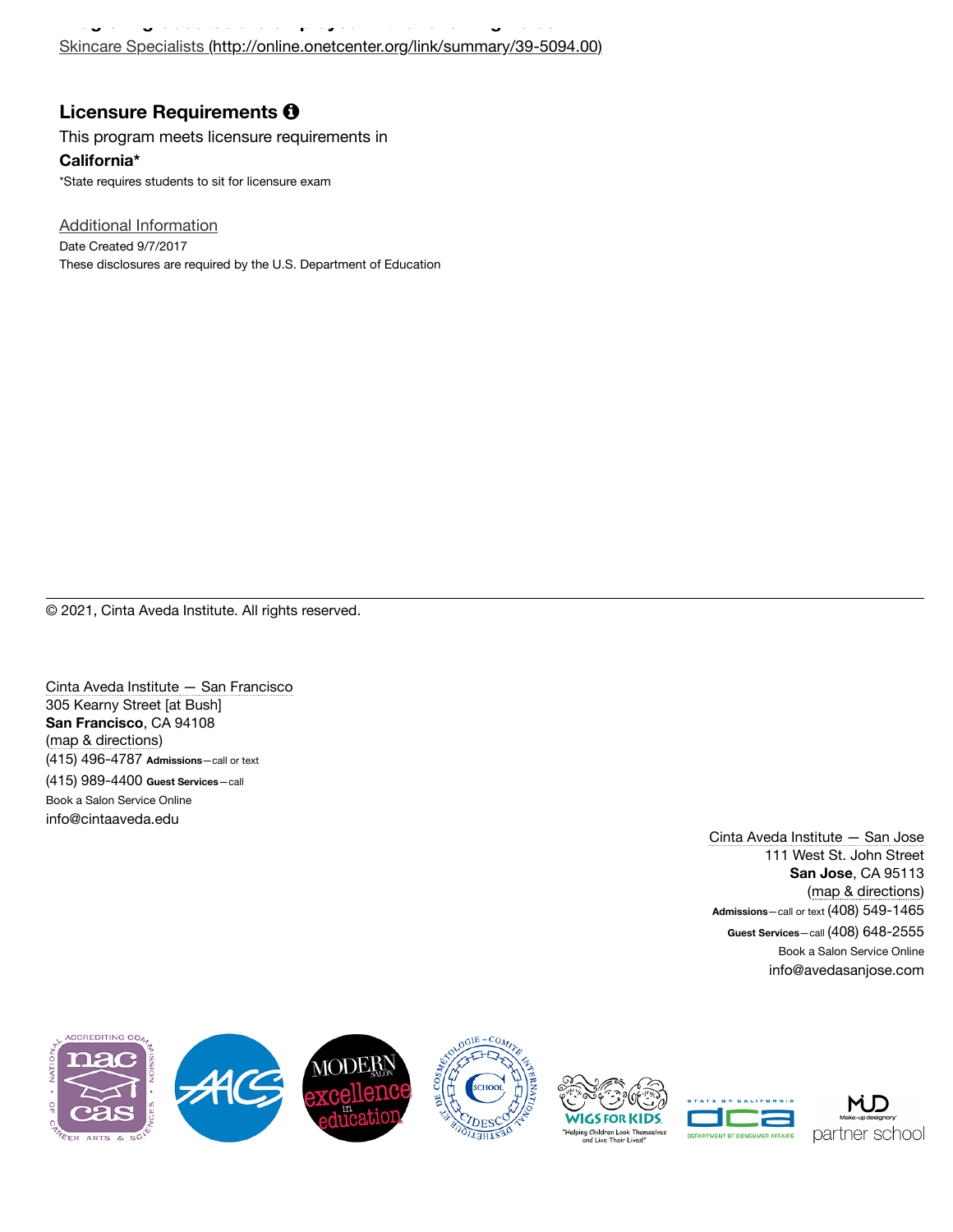Skincare Specialists (http://online.onetcenter.org/link/summary/39-5094.00)

## Licensure Requirements

This program meets licensure requirements in

**California***

*State requires students to sit for licensure exam

Additional Information

Date Created 9/7/2017

These disclosures are required by the U.S. Department of Education

© 2021, Cinta Aveda Institute. All rights reserved.

Cinta Aveda Institute — San Francisco
305 Kearny Street [at Bush]
**San Francisco**, CA 94108
(map & directions)
(415) 496-4787 **Admissions**—call or text
(415) 989-4400 **Guest Services**—call
Book a Salon Service Online
info@cintaaveda.edu

Cinta Aveda Institute — San Jose
111 West St. John Street
**San Jose**, CA 95113
(map & directions)
**Admissions**—call or text (408) 549-1465
**Guest Services**—call (408) 648-2555
Book a Salon Service Online
info@avedasanjose.com